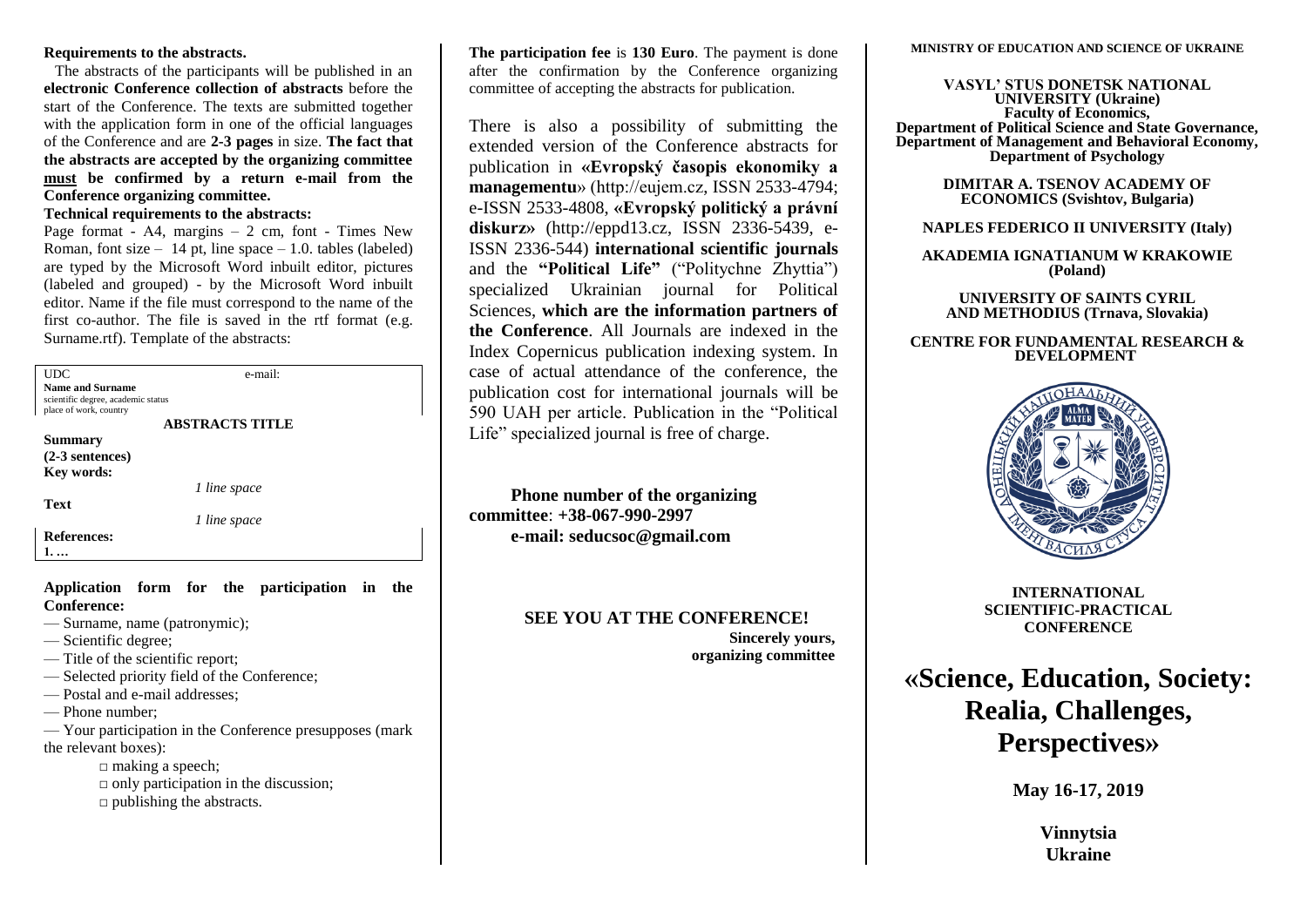**Requirements to the abstracts.**

The abstracts of the participants will be published in an **electronic Conference collection of abstracts** before the start of the Conference. The texts are submitted together with the application form in one of the official languages of the Conference and are **2-3 pages** in size. **The fact that the abstracts are accepted by the organizing committee must be confirmed by a return e-mail from the Conference organizing committee.**

**Technical requirements to the abstracts:**

Page format - A4, margins – 2 cm, font - Times New Roman, font size – 14 pt, line space – 1.0. tables (labeled) are typed by the Microsoft Word inbuilt editor, pictures (labeled and grouped) - by the Microsoft Word inbuilt editor. Name if the file must correspond to the name of the first co-author. The file is saved in the rtf format (e.g. Surname.rtf). Template of the abstracts:

UDC e-mail:
**Name and Surname**
scientific degree, academic status
place of work, country

**ABSTRACTS TITLE**

**Summary**
**(2-3 sentences)**
**Key words:**

*1 line space*

**Text**

*1 line space*

**References:**
**1. …**

**Application form for the participation in the Conference:**

— Surname, name (patronymic);
— Scientific degree;
— Title of the scientific report;
— Selected priority field of the Conference;
— Postal and e-mail addresses;
— Phone number;
— Your participation in the Conference presupposes (mark the relevant boxes):

□ making a speech;
□ only participation in the discussion;
□ publishing the abstracts.

**The participation fee** is **130 Euro**. The payment is done after the confirmation by the Conference organizing committee of accepting the abstracts for publication.

There is also a possibility of submitting the extended version of the Conference abstracts for publication in «**Evropský časopis ekonomiky a managementu**» (http://eujem.cz, ISSN 2533-4794; e-ISSN 2533-4808, «**Evropský politický a právní diskurz**» (http://eppd13.cz, ISSN 2336-5439, e-ISSN 2336-544) **international scientific journals** and the **"Political Life"** ("Politychne Zhyttia") specialized Ukrainian journal for Political Sciences, **which are the information partners of the Conference**. All Journals are indexed in the Index Copernicus publication indexing system. In case of actual attendance of the conference, the publication cost for international journals will be 590 UAH per article. Publication in the "Political Life" specialized journal is free of charge.

**Phone number of the organizing committee**: **+38-067-990-2997**
**e-mail: seducsoc@gmail.com**

**SEE YOU AT THE CONFERENCE!**

**Sincerely yours,**
**organizing committee**

**MINISTRY OF EDUCATION AND SCIENCE OF UKRAINE**

**VASYL' STUS DONETSK NATIONAL UNIVERSITY (Ukraine)**
**Faculty of Economics,**
**Department of Political Science and State Governance,**
**Department of Management and Behavioral Economy,**
**Department of Psychology**

**DIMITAR A. TSENOV ACADEMY OF ECONOMICS (Svishtov, Bulgaria)**

**NAPLES FEDERICO II UNIVERSITY (Italy)**

**AKADEMIA IGNATIANUM W KRAKOWIE (Poland)**

**UNIVERSITY OF SAINTS CYRIL AND METHODIUS (Trnava, Slovakia)**

**CENTRE FOR FUNDAMENTAL RESEARCH & DEVELOPMENT**

**INTERNATIONAL SCIENTIFIC-PRACTICAL CONFERENCE**

# «Science, Education, Society: Realia, Challenges, Perspectives»

**May 16-17, 2019**

**Vinnytsia**
**Ukraine**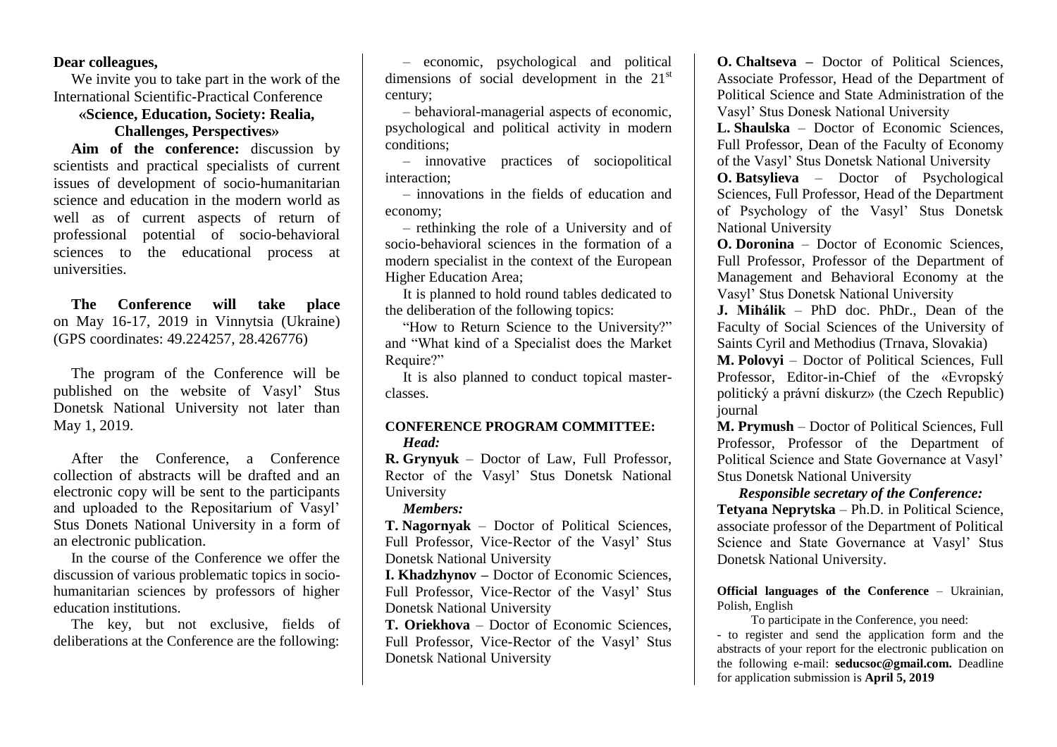**Dear colleagues,**

We invite you to take part in the work of the International Scientific-Practical Conference

**«Science, Education, Society: Realia, Challenges, Perspectives»**

**Aim of the conference:** discussion by scientists and practical specialists of current issues of development of socio-humanitarian science and education in the modern world as well as of current aspects of return of professional potential of socio-behavioral sciences to the educational process at universities.

**The Conference will take place** on May 16-17, 2019 in Vinnytsia (Ukraine) (GPS coordinates: 49.224257, 28.426776)

The program of the Conference will be published on the website of Vasyl' Stus Donetsk National University not later than May 1, 2019.

After the Conference, a Conference collection of abstracts will be drafted and an electronic copy will be sent to the participants and uploaded to the Repositarium of Vasyl' Stus Donets National University in a form of an electronic publication.

In the course of the Conference we offer the discussion of various problematic topics in socio-humanitarian sciences by professors of higher education institutions.

The key, but not exclusive, fields of deliberations at the Conference are the following:

– economic, psychological and political dimensions of social development in the 21st century;

– behavioral-managerial aspects of economic, psychological and political activity in modern conditions;

– innovative practices of sociopolitical interaction;

– innovations in the fields of education and economy;

– rethinking the role of a University and of socio-behavioral sciences in the formation of a modern specialist in the context of the European Higher Education Area;

It is planned to hold round tables dedicated to the deliberation of the following topics:

"How to Return Science to the University?" and "What kind of a Specialist does the Market Require?"

It is also planned to conduct topical master-classes.

**CONFERENCE PROGRAM COMMITTEE:**

***Head:***

**R. Grynyuk** – Doctor of Law, Full Professor, Rector of the Vasyl' Stus Donetsk National University

***Members:***

**T. Nagornyak** – Doctor of Political Sciences, Full Professor, Vice-Rector of the Vasyl' Stus Donetsk National University

**I. Khadzhynov –** Doctor of Economic Sciences, Full Professor, Vice-Rector of the Vasyl' Stus Donetsk National University

**T. Oriekhova** – Doctor of Economic Sciences, Full Professor, Vice-Rector of the Vasyl' Stus Donetsk National University

**O. Chaltseva –** Doctor of Political Sciences, Associate Professor, Head of the Department of Political Science and State Administration of the Vasyl' Stus Donesk National University

**L. Shaulska** – Doctor of Economic Sciences, Full Professor, Dean of the Faculty of Economy of the Vasyl' Stus Donetsk National University

**O. Batsylieva** – Doctor of Psychological Sciences, Full Professor, Head of the Department of Psychology of the Vasyl' Stus Donetsk National University

**O. Doronina** – Doctor of Economic Sciences, Full Professor, Professor of the Department of Management and Behavioral Economy at the Vasyl' Stus Donetsk National University

**J. Mihálik** – PhD doc. PhDr., Dean of the Faculty of Social Sciences of the University of Saints Cyril and Methodius (Trnava, Slovakia)

**M. Polovyi** – Doctor of Political Sciences, Full Professor, Editor-in-Chief of the «Evropský politický a právní diskurz» (the Czech Republic) journal

**M. Prymush** – Doctor of Political Sciences, Full Professor, Professor of the Department of Political Science and State Governance at Vasyl' Stus Donetsk National University

***Responsible secretary of the Conference:***

**Tetyana Neprytska** – Ph.D. in Political Science, associate professor of the Department of Political Science and State Governance at Vasyl' Stus Donetsk National University.

**Official languages of the Conference** – Ukrainian, Polish, English

To participate in the Conference, you need:

- to register and send the application form and the abstracts of your report for the electronic publication on the following e-mail: **seducsoc@gmail.com.** Deadline for application submission is **April 5, 2019**